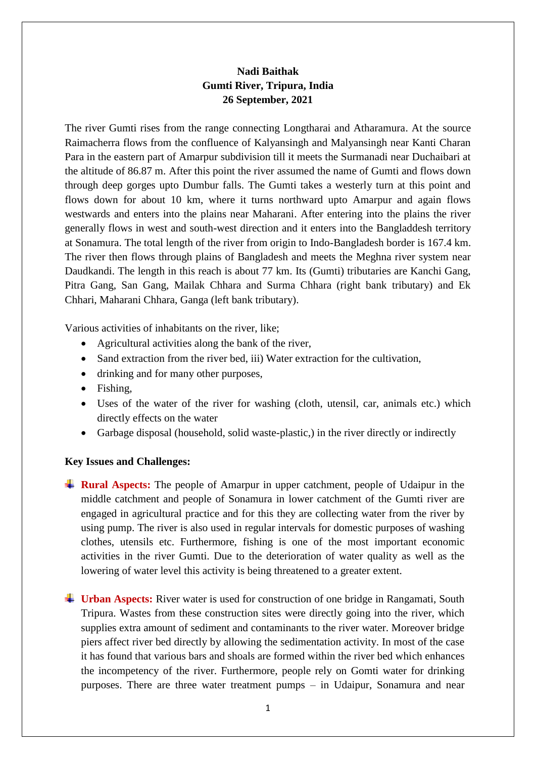**Nadi Baithak**
**Gumti River, Tripura, India**
**26 September, 2021**

The river Gumti rises from the range connecting Longtharai and Atharamura. At the source Raimacherra flows from the confluence of Kalyansingh and Malyansingh near Kanti Charan Para in the eastern part of Amarpur subdivision till it meets the Surmanadi near Duchaibari at the altitude of 86.87 m. After this point the river assumed the name of Gumti and flows down through deep gorges upto Dumbur falls. The Gumti takes a westerly turn at this point and flows down for about 10 km, where it turns northward upto Amarpur and again flows westwards and enters into the plains near Maharani. After entering into the plains the river generally flows in west and south-west direction and it enters into the Bangladdesh territory at Sonamura. The total length of the river from origin to Indo-Bangladesh border is 167.4 km. The river then flows through plains of Bangladesh and meets the Meghna river system near Daudkandi. The length in this reach is about 77 km. Its (Gumti) tributaries are Kanchi Gang, Pitra Gang, San Gang, Mailak Chhara and Surma Chhara (right bank tributary) and Ek Chhari, Maharani Chhara, Ganga (left bank tributary).

Various activities of inhabitants on the river, like;

- Agricultural activities along the bank of the river,
- Sand extraction from the river bed, iii) Water extraction for the cultivation,
- drinking and for many other purposes,
- Fishing,
- Uses of the water of the river for washing (cloth, utensil, car, animals etc.) which directly effects on the water
- Garbage disposal (household, solid waste-plastic,) in the river directly or indirectly

**Key Issues and Challenges:**

- **Rural Aspects:** The people of Amarpur in upper catchment, people of Udaipur in the middle catchment and people of Sonamura in lower catchment of the Gumti river are engaged in agricultural practice and for this they are collecting water from the river by using pump. The river is also used in regular intervals for domestic purposes of washing clothes, utensils etc. Furthermore, fishing is one of the most important economic activities in the river Gumti. Due to the deterioration of water quality as well as the lowering of water level this activity is being threatened to a greater extent.

- **Urban Aspects:** River water is used for construction of one bridge in Rangamati, South Tripura. Wastes from these construction sites were directly going into the river, which supplies extra amount of sediment and contaminants to the river water. Moreover bridge piers affect river bed directly by allowing the sedimentation activity. In most of the case it has found that various bars and shoals are formed within the river bed which enhances the incompetency of the river. Furthermore, people rely on Gomti water for drinking purposes. There are three water treatment pumps – in Udaipur, Sonamura and near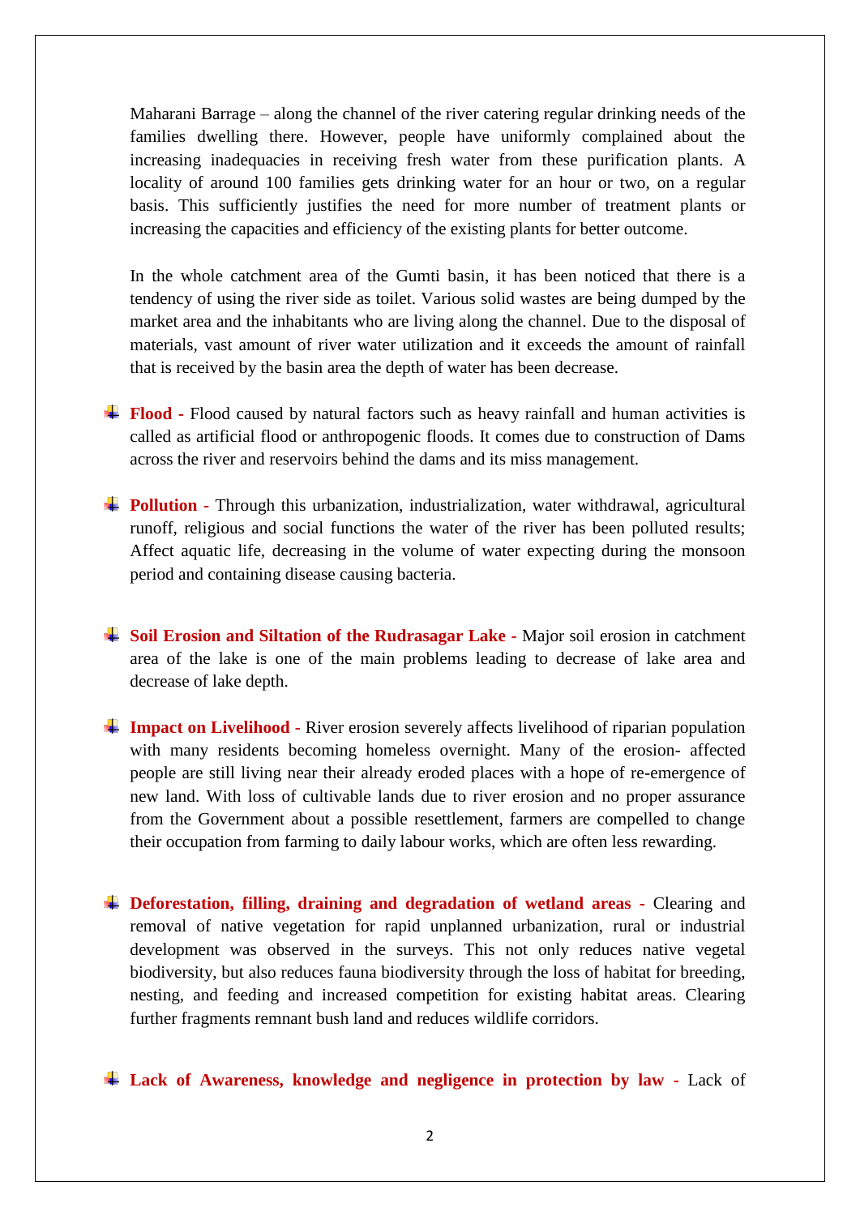Maharani Barrage – along the channel of the river catering regular drinking needs of the families dwelling there. However, people have uniformly complained about the increasing inadequacies in receiving fresh water from these purification plants. A locality of around 100 families gets drinking water for an hour or two, on a regular basis. This sufficiently justifies the need for more number of treatment plants or increasing the capacities and efficiency of the existing plants for better outcome.

In the whole catchment area of the Gumti basin, it has been noticed that there is a tendency of using the river side as toilet. Various solid wastes are being dumped by the market area and the inhabitants who are living along the channel. Due to the disposal of materials, vast amount of river water utilization and it exceeds the amount of rainfall that is received by the basin area the depth of water has been decrease.

- **Flood -** Flood caused by natural factors such as heavy rainfall and human activities is called as artificial flood or anthropogenic floods. It comes due to construction of Dams across the river and reservoirs behind the dams and its miss management.

- **Pollution -** Through this urbanization, industrialization, water withdrawal, agricultural runoff, religious and social functions the water of the river has been polluted results; Affect aquatic life, decreasing in the volume of water expecting during the monsoon period and containing disease causing bacteria.

- **Soil Erosion and Siltation of the Rudrasagar Lake -** Major soil erosion in catchment area of the lake is one of the main problems leading to decrease of lake area and decrease of lake depth.

- **Impact on Livelihood -** River erosion severely affects livelihood of riparian population with many residents becoming homeless overnight. Many of the erosion- affected people are still living near their already eroded places with a hope of re-emergence of new land. With loss of cultivable lands due to river erosion and no proper assurance from the Government about a possible resettlement, farmers are compelled to change their occupation from farming to daily labour works, which are often less rewarding.

- **Deforestation, filling, draining and degradation of wetland areas -** Clearing and removal of native vegetation for rapid unplanned urbanization, rural or industrial development was observed in the surveys. This not only reduces native vegetal biodiversity, but also reduces fauna biodiversity through the loss of habitat for breeding, nesting, and feeding and increased competition for existing habitat areas. Clearing further fragments remnant bush land and reduces wildlife corridors.

- **Lack of Awareness, knowledge and negligence in protection by law -** Lack of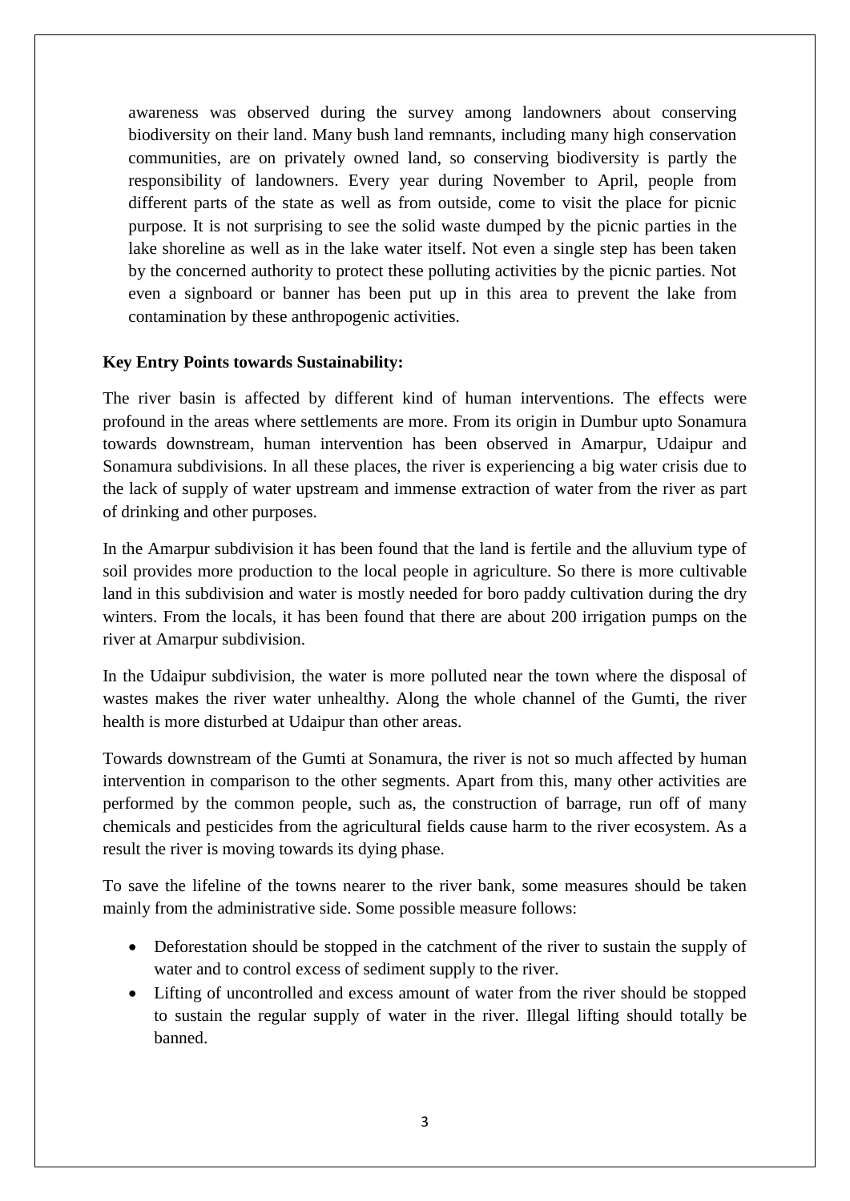awareness was observed during the survey among landowners about conserving biodiversity on their land. Many bush land remnants, including many high conservation communities, are on privately owned land, so conserving biodiversity is partly the responsibility of landowners. Every year during November to April, people from different parts of the state as well as from outside, come to visit the place for picnic purpose. It is not surprising to see the solid waste dumped by the picnic parties in the lake shoreline as well as in the lake water itself. Not even a single step has been taken by the concerned authority to protect these polluting activities by the picnic parties. Not even a signboard or banner has been put up in this area to prevent the lake from contamination by these anthropogenic activities.

**Key Entry Points towards Sustainability:**

The river basin is affected by different kind of human interventions. The effects were profound in the areas where settlements are more. From its origin in Dumbur upto Sonamura towards downstream, human intervention has been observed in Amarpur, Udaipur and Sonamura subdivisions. In all these places, the river is experiencing a big water crisis due to the lack of supply of water upstream and immense extraction of water from the river as part of drinking and other purposes.

In the Amarpur subdivision it has been found that the land is fertile and the alluvium type of soil provides more production to the local people in agriculture. So there is more cultivable land in this subdivision and water is mostly needed for boro paddy cultivation during the dry winters. From the locals, it has been found that there are about 200 irrigation pumps on the river at Amarpur subdivision.

In the Udaipur subdivision, the water is more polluted near the town where the disposal of wastes makes the river water unhealthy. Along the whole channel of the Gumti, the river health is more disturbed at Udaipur than other areas.

Towards downstream of the Gumti at Sonamura, the river is not so much affected by human intervention in comparison to the other segments. Apart from this, many other activities are performed by the common people, such as, the construction of barrage, run off of many chemicals and pesticides from the agricultural fields cause harm to the river ecosystem. As a result the river is moving towards its dying phase.

To save the lifeline of the towns nearer to the river bank, some measures should be taken mainly from the administrative side. Some possible measure follows:

- Deforestation should be stopped in the catchment of the river to sustain the supply of water and to control excess of sediment supply to the river.
- Lifting of uncontrolled and excess amount of water from the river should be stopped to sustain the regular supply of water in the river. Illegal lifting should totally be banned.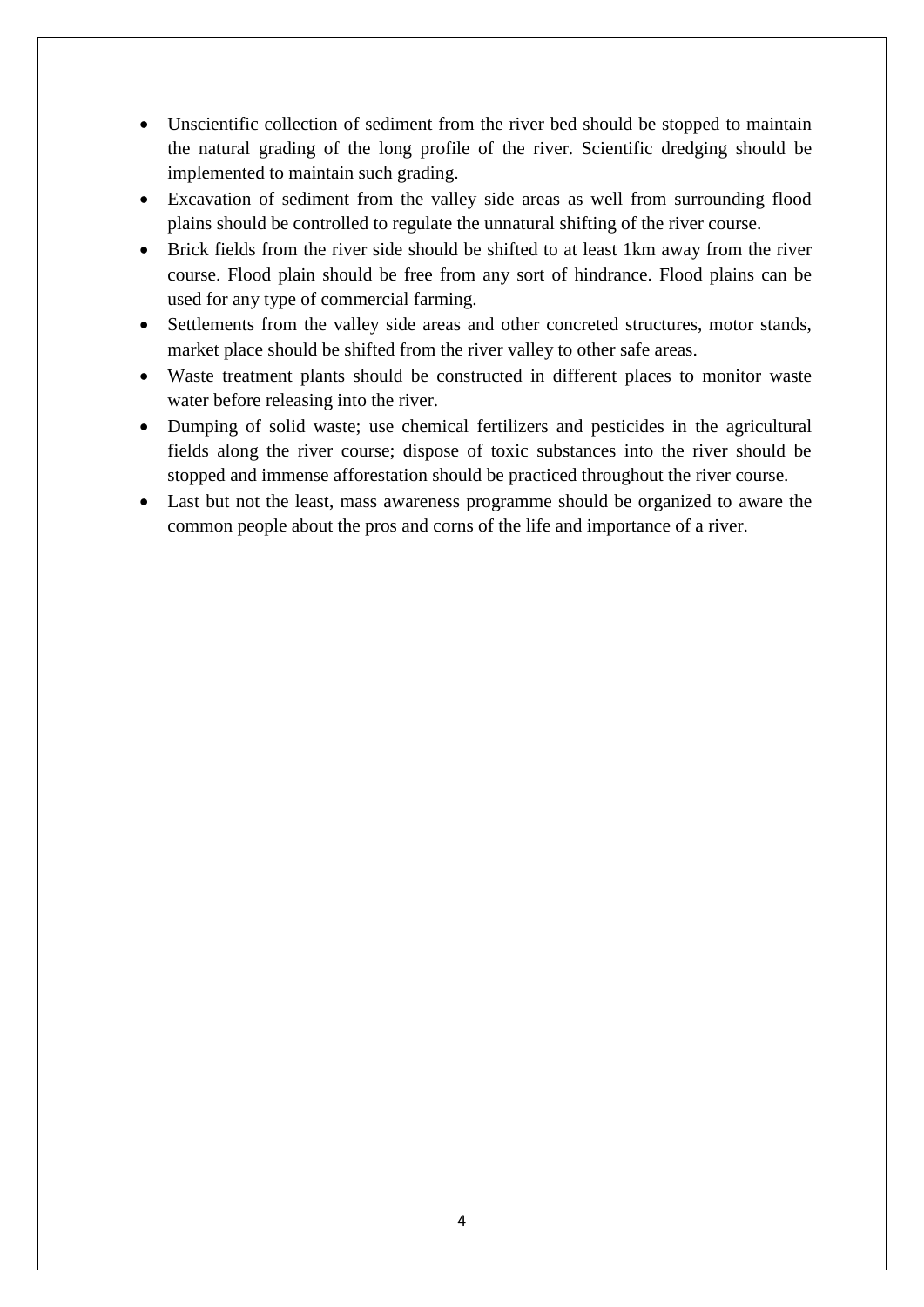- Unscientific collection of sediment from the river bed should be stopped to maintain the natural grading of the long profile of the river. Scientific dredging should be implemented to maintain such grading.
- Excavation of sediment from the valley side areas as well from surrounding flood plains should be controlled to regulate the unnatural shifting of the river course.
- Brick fields from the river side should be shifted to at least 1km away from the river course. Flood plain should be free from any sort of hindrance. Flood plains can be used for any type of commercial farming.
- Settlements from the valley side areas and other concreted structures, motor stands, market place should be shifted from the river valley to other safe areas.
- Waste treatment plants should be constructed in different places to monitor waste water before releasing into the river.
- Dumping of solid waste; use chemical fertilizers and pesticides in the agricultural fields along the river course; dispose of toxic substances into the river should be stopped and immense afforestation should be practiced throughout the river course.
- Last but not the least, mass awareness programme should be organized to aware the common people about the pros and corns of the life and importance of a river.